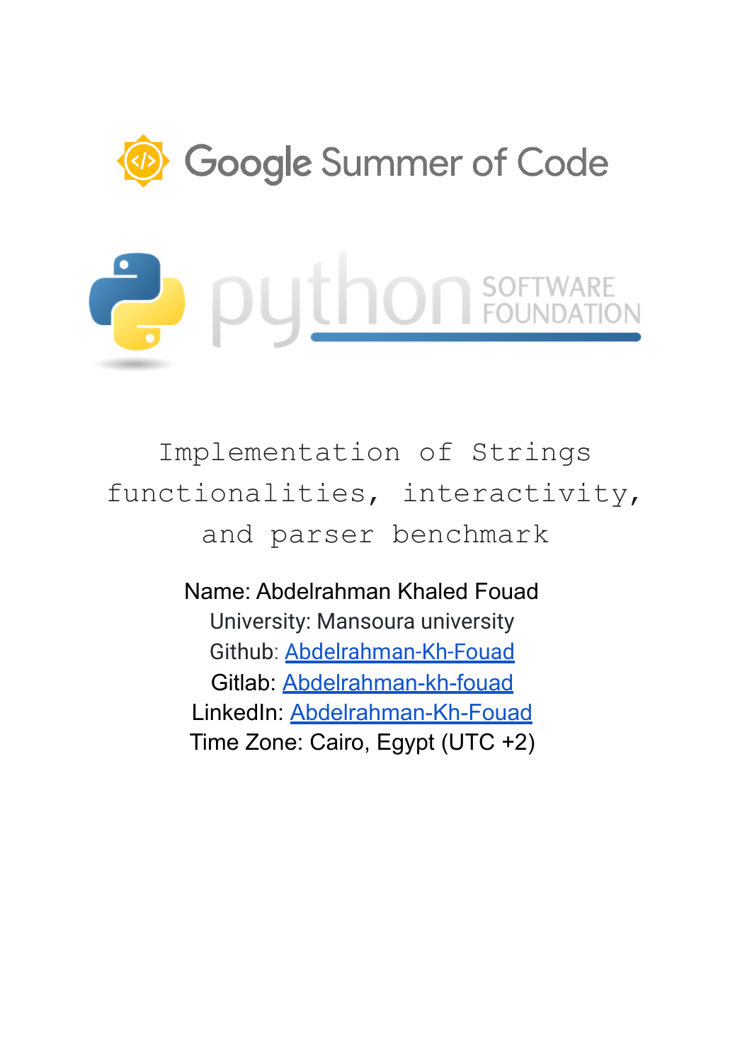Google Summer of Code

python SOFTWARE FOUNDATION

# Implementation of Strings functionalities, interactivity, and parser benchmark

Name: Abdelrahman Khaled Fouad

University: Mansoura university

Github: [Abdelrahman-Kh-Fouad]

Gitlab: [Abdelrahman-kh-fouad]

LinkedIn: [Abdelrahman-Kh-Fouad]

Time Zone: Cairo, Egypt (UTC +2)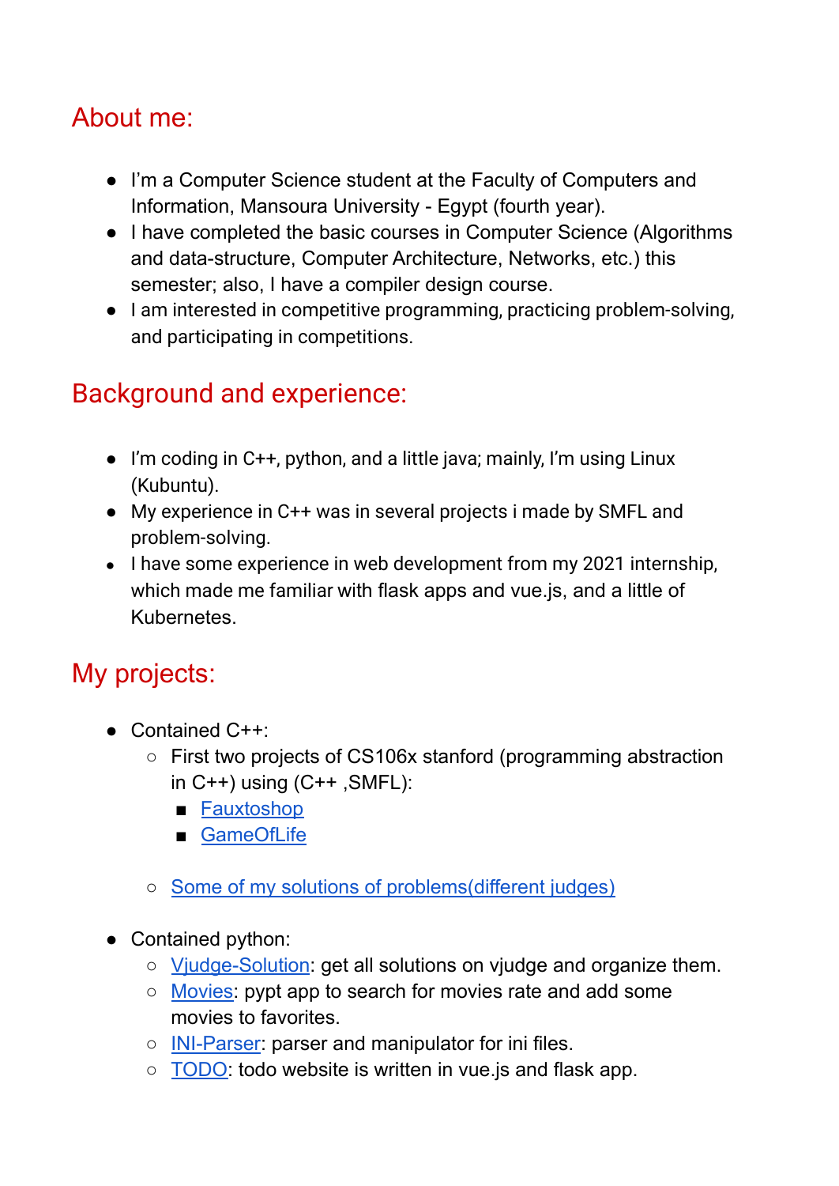## About me:

- I'm a Computer Science student at the Faculty of Computers and Information, Mansoura University - Egypt (fourth year).
- I have completed the basic courses in Computer Science (Algorithms and data-structure, Computer Architecture, Networks, etc.) this semester; also, I have a compiler design course.
- I am interested in competitive programming, practicing problem-solving, and participating in competitions.

## Background and experience:

- I'm coding in C++, python, and a little java; mainly, I'm using Linux (Kubuntu).
- My experience in C++ was in several projects i made by SMFL and problem-solving.
- I have some experience in web development from my 2021 internship, which made me familiar with flask apps and vue.js, and a little of Kubernetes.

## My projects:

- Contained C++:
  - First two projects of CS106x stanford (programming abstraction in C++) using (C++ ,SMFL):
    - Fauxtoshop
    - GameOfLife
  - Some of my solutions of problems(different judges)
- Contained python:
  - Vjudge-Solution: get all solutions on vjudge and organize them.
  - Movies: pypt app to search for movies rate and add some movies to favorites.
  - INI-Parser: parser and manipulator for ini files.
  - TODO: todo website is written in vue.js and flask app.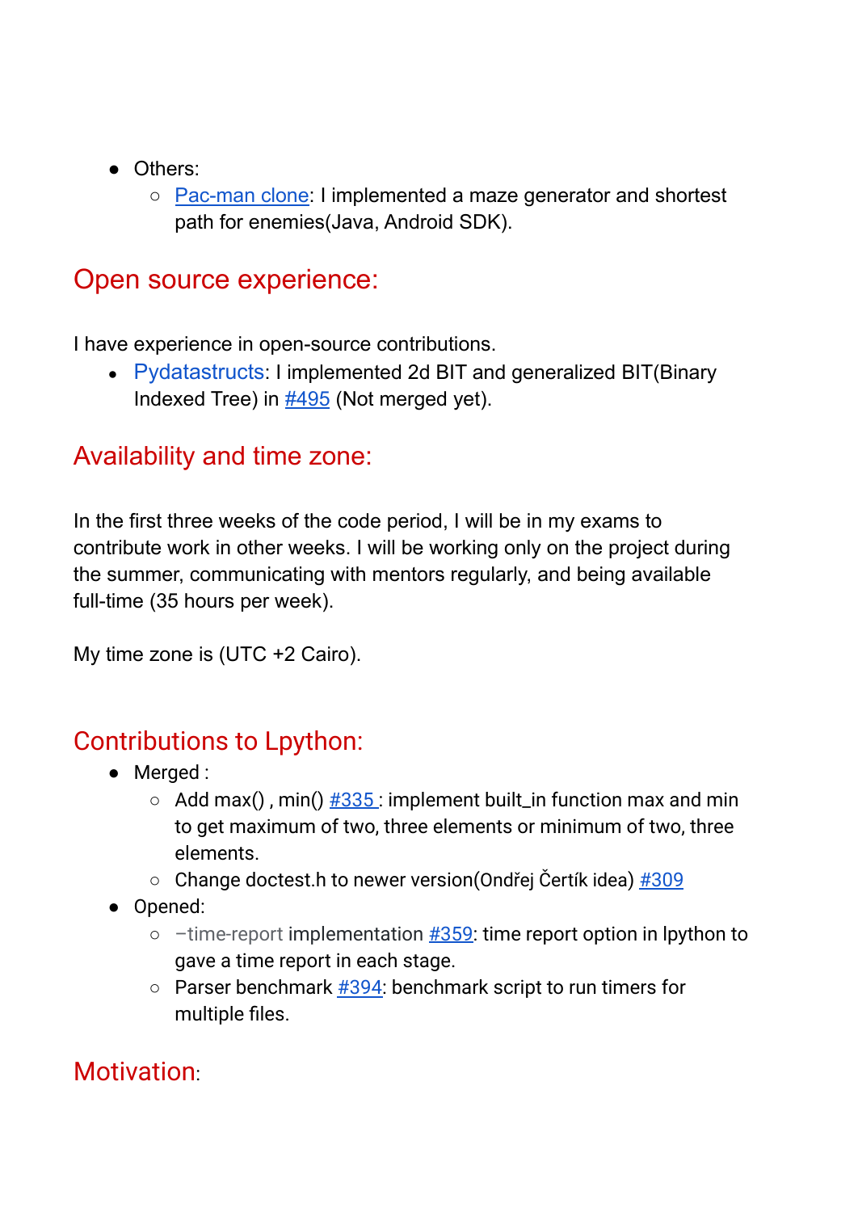- Others:
  - [Pac-man clone](): I implemented a maze generator and shortest path for enemies(Java, Android SDK).

## Open source experience:

I have experience in open-source contributions.

- Pydatastructs: I implemented 2d BIT and generalized BIT(Binary Indexed Tree) in [#495]() (Not merged yet).

## Availability and time zone:

In the first three weeks of the code period, I will be in my exams to contribute work in other weeks. I will be working only on the project during the summer, communicating with mentors regularly, and being available full-time (35 hours per week).

My time zone is (UTC +2 Cairo).

## Contributions to Lpython:

- Merged :
  - Add max() , min() [#335](): implement built_in function max and min to get maximum of two, three elements or minimum of two, three elements.
  - Change doctest.h to newer version(Ondřej Čertík idea) [#309]()
- Opened:
  - –time-report implementation [#359](): time report option in lpython to gave a time report in each stage.
  - Parser benchmark [#394](): benchmark script to run timers for multiple files.

## Motivation: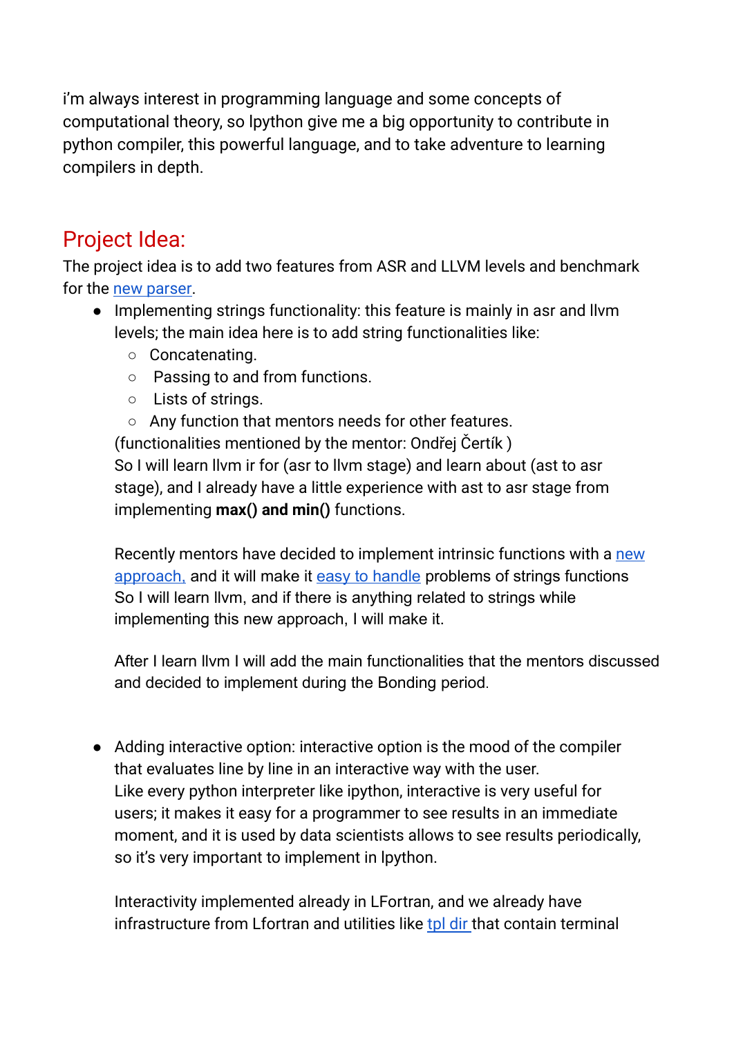i'm always interest in programming language and some concepts of computational theory, so lpython give me a big opportunity to contribute in python compiler, this powerful language, and to take adventure to learning compilers in depth.

## Project Idea:

The project idea is to add two features from ASR and LLVM levels and benchmark for the new parser.

- Implementing strings functionality: this feature is mainly in asr and llvm levels; the main idea here is to add string functionalities like:
  - Concatenating.
  - Passing to and from functions.
  - Lists of strings.
  - Any function that mentors needs for other features.

  (functionalities mentioned by the mentor: Ondřej Čertík )
  So I will learn llvm ir for (asr to llvm stage) and learn about (ast to asr stage), and I already have a little experience with ast to asr stage from implementing **max() and min()** functions.

  Recently mentors have decided to implement intrinsic functions with a new approach, and it will make it easy to handle problems of strings functions So I will learn llvm, and if there is anything related to strings while implementing this new approach, I will make it.

  After I learn llvm I will add the main functionalities that the mentors discussed and decided to implement during the Bonding period.

- Adding interactive option: interactive option is the mood of the compiler that evaluates line by line in an interactive way with the user.
  Like every python interpreter like ipython, interactive is very useful for users; it makes it easy for a programmer to see results in an immediate moment, and it is used by data scientists allows to see results periodically, so it's very important to implement in lpython.

  Interactivity implemented already in LFortran, and we already have infrastructure from Lfortran and utilities like tpl dir that contain terminal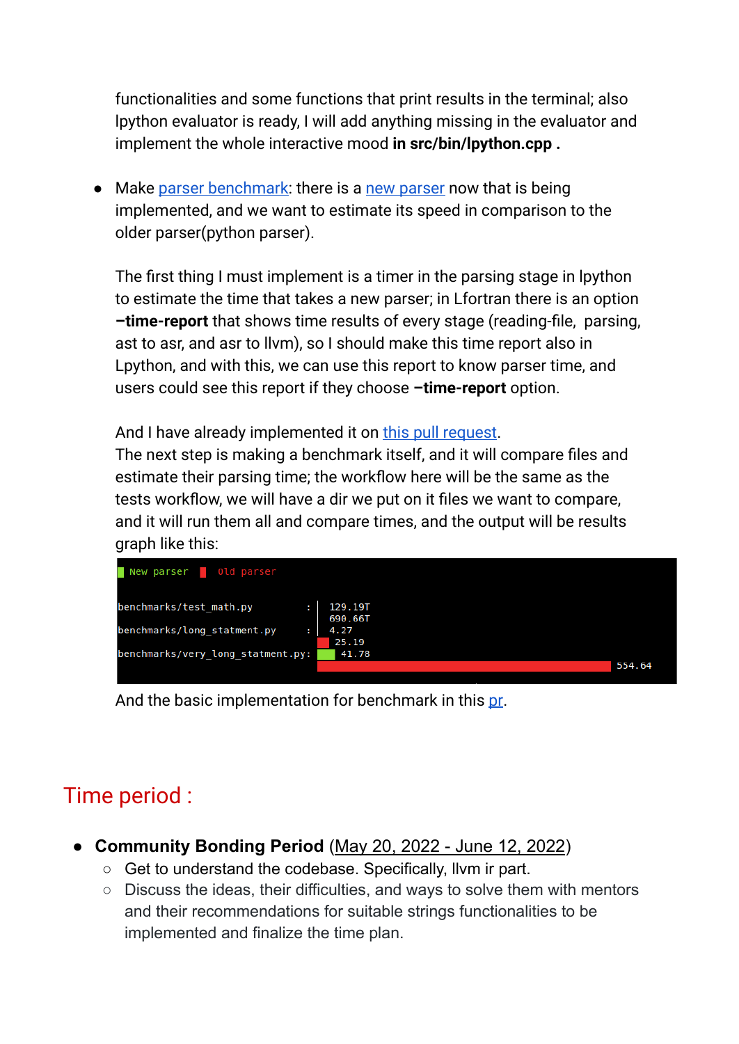functionalities and some functions that print results in the terminal; also lpython evaluator is ready, I will add anything missing in the evaluator and implement the whole interactive mood **in src/bin/lpython.cpp .**

- Make parser benchmark: there is a new parser now that is being implemented, and we want to estimate its speed in comparison to the older parser(python parser).

  The first thing I must implement is a timer in the parsing stage in lpython to estimate the time that takes a new parser; in Lfortran there is an option **–time-report** that shows time results of every stage (reading-file, parsing, ast to asr, and asr to llvm), so I should make this time report also in Lpython, and with this, we can use this report to know parser time, and users could see this report if they choose **–time-report** option.

  And I have already implemented it on this pull request.
  The next step is making a benchmark itself, and it will compare files and estimate their parsing time; the workflow here will be the same as the tests workflow, we will have a dir we put on it files we want to compare, and it will run them all and compare times, and the output will be results graph like this:

```
New parser   Old parser

benchmarks/test_math.py          :  129.19T
                                    690.66T
benchmarks/long_statment.py      :  4.27
                                    25.19
benchmarks/very_long_statment.py:   41.78
                                    554.64
```

  And the basic implementation for benchmark in this pr.

# Time period :

- **Community Bonding Period** (May 20, 2022 - June 12, 2022)
  - Get to understand the codebase. Specifically, llvm ir part.
  - Discuss the ideas, their difficulties, and ways to solve them with mentors and their recommendations for suitable strings functionalities to be implemented and finalize the time plan.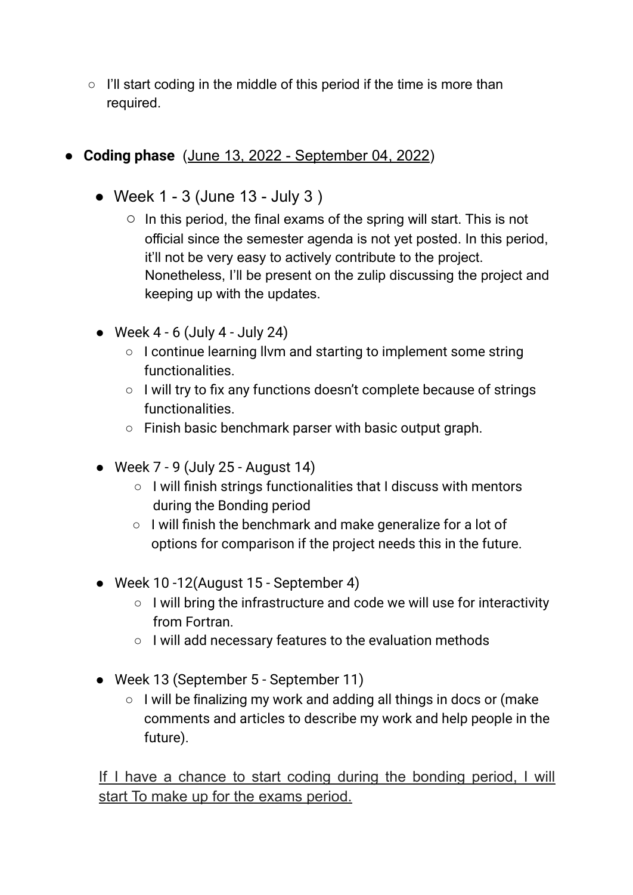- I'll start coding in the middle of this period if the time is more than required.

- **Coding phase** (<u>June 13, 2022 - September 04, 2022</u>)
  - Week 1 - 3 (June 13 - July 3 )
    - In this period, the final exams of the spring will start. This is not official since the semester agenda is not yet posted. In this period, it'll not be very easy to actively contribute to the project. Nonetheless, I'll be present on the zulip discussing the project and keeping up with the updates.
  - Week 4 - 6 (July 4 - July 24)
    - I continue learning llvm and starting to implement some string functionalities.
    - I will try to fix any functions doesn't complete because of strings functionalities.
    - Finish basic benchmark parser with basic output graph.
  - Week 7 - 9 (July 25 - August 14)
    - I will finish strings functionalities that I discuss with mentors during the Bonding period
    - I will finish the benchmark and make generalize for a lot of options for comparison if the project needs this in the future.
  - Week 10 -12(August 15 - September 4)
    - I will bring the infrastructure and code we will use for interactivity from Fortran.
    - I will add necessary features to the evaluation methods
  - Week 13 (September 5 - September 11)
    - I will be finalizing my work and adding all things in docs or (make comments and articles to describe my work and help people in the future).

  <u>If I have a chance to start coding during the bonding period, I will start To make up for the exams period.</u>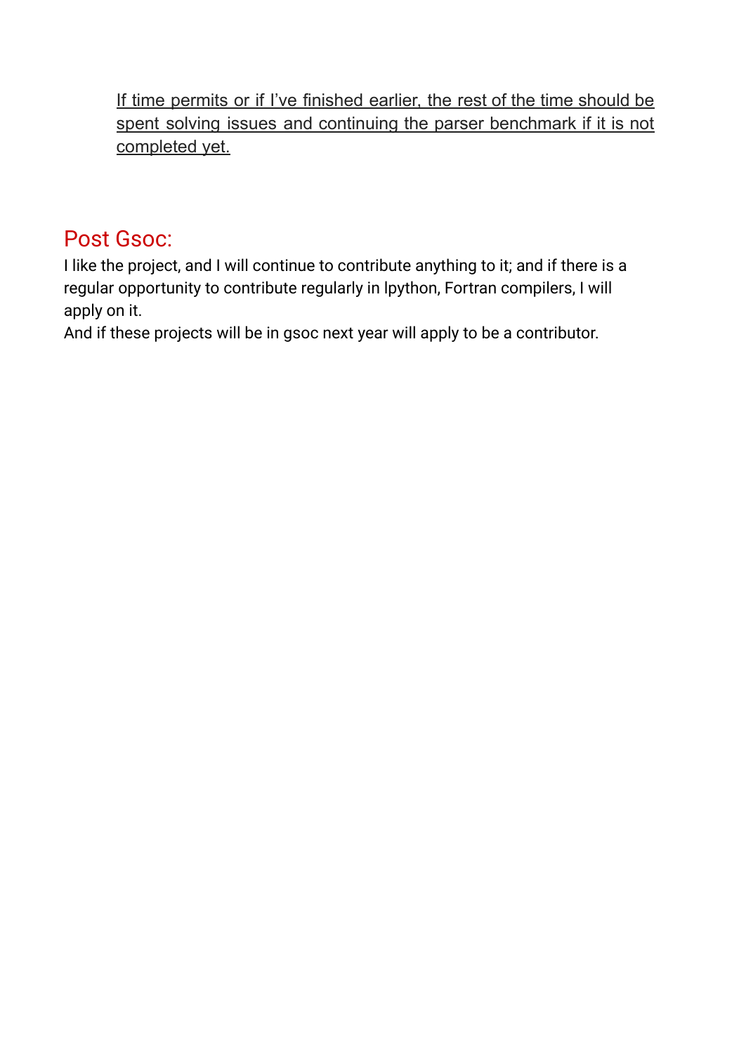<u>If time permits or if I've finished earlier, the rest of the time should be spent solving issues and continuing the parser benchmark if it is not completed yet.</u>

## Post Gsoc:

I like the project, and I will continue to contribute anything to it; and if there is a regular opportunity to contribute regularly in lpython, Fortran compilers, I will apply on it.

And if these projects will be in gsoc next year will apply to be a contributor.